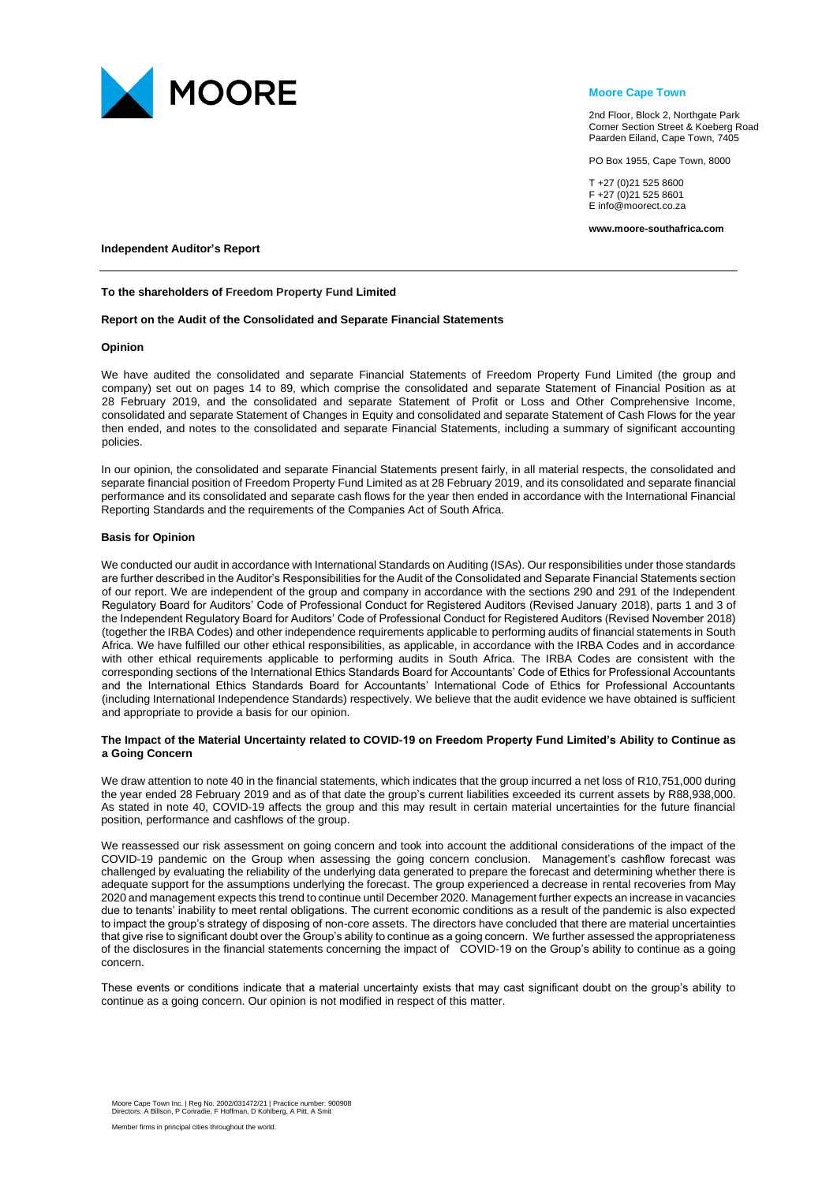MOORE

**Moore Cape Town**

2nd Floor, Block 2, Northgate Park
Corner Section Street & Koeberg Road
Paarden Eiland, Cape Town, 7405

PO Box 1955, Cape Town, 8000

T +27 (0)21 525 8600
F +27 (0)21 525 8601
E info@moorect.co.za

**www.moore-southafrica.com**

# Independent Auditor's Report

**To the shareholders of Freedom Property Fund Limited**

## Report on the Audit of the Consolidated and Separate Financial Statements

### Opinion

We have audited the consolidated and separate Financial Statements of Freedom Property Fund Limited (the group and company) set out on pages 14 to 89, which comprise the consolidated and separate Statement of Financial Position as at 28 February 2019, and the consolidated and separate Statement of Profit or Loss and Other Comprehensive Income, consolidated and separate Statement of Changes in Equity and consolidated and separate Statement of Cash Flows for the year then ended, and notes to the consolidated and separate Financial Statements, including a summary of significant accounting policies.

In our opinion, the consolidated and separate Financial Statements present fairly, in all material respects, the consolidated and separate financial position of Freedom Property Fund Limited as at 28 February 2019, and its consolidated and separate financial performance and its consolidated and separate cash flows for the year then ended in accordance with the International Financial Reporting Standards and the requirements of the Companies Act of South Africa.

### Basis for Opinion

We conducted our audit in accordance with International Standards on Auditing (ISAs). Our responsibilities under those standards are further described in the Auditor's Responsibilities for the Audit of the Consolidated and Separate Financial Statements section of our report. We are independent of the group and company in accordance with the sections 290 and 291 of the Independent Regulatory Board for Auditors' Code of Professional Conduct for Registered Auditors (Revised January 2018), parts 1 and 3 of the Independent Regulatory Board for Auditors' Code of Professional Conduct for Registered Auditors (Revised November 2018) (together the IRBA Codes) and other independence requirements applicable to performing audits of financial statements in South Africa. We have fulfilled our other ethical responsibilities, as applicable, in accordance with the IRBA Codes and in accordance with other ethical requirements applicable to performing audits in South Africa. The IRBA Codes are consistent with the corresponding sections of the International Ethics Standards Board for Accountants' Code of Ethics for Professional Accountants and the International Ethics Standards Board for Accountants' International Code of Ethics for Professional Accountants (including International Independence Standards) respectively. We believe that the audit evidence we have obtained is sufficient and appropriate to provide a basis for our opinion.

### The Impact of the Material Uncertainty related to COVID-19 on Freedom Property Fund Limited's Ability to Continue as a Going Concern

We draw attention to note 40 in the financial statements, which indicates that the group incurred a net loss of R10,751,000 during the year ended 28 February 2019 and as of that date the group's current liabilities exceeded its current assets by R88,938,000. As stated in note 40, COVID-19 affects the group and this may result in certain material uncertainties for the future financial position, performance and cashflows of the group.

We reassessed our risk assessment on going concern and took into account the additional considerations of the impact of the COVID-19 pandemic on the Group when assessing the going concern conclusion. Management's cashflow forecast was challenged by evaluating the reliability of the underlying data generated to prepare the forecast and determining whether there is adequate support for the assumptions underlying the forecast. The group experienced a decrease in rental recoveries from May 2020 and management expects this trend to continue until December 2020. Management further expects an increase in vacancies due to tenants' inability to meet rental obligations. The current economic conditions as a result of the pandemic is also expected to impact the group's strategy of disposing of non-core assets. The directors have concluded that there are material uncertainties that give rise to significant doubt over the Group's ability to continue as a going concern. We further assessed the appropriateness of the disclosures in the financial statements concerning the impact of COVID-19 on the Group's ability to continue as a going concern.

These events or conditions indicate that a material uncertainty exists that may cast significant doubt on the group's ability to continue as a going concern. Our opinion is not modified in respect of this matter.

Moore Cape Town Inc. | Reg No. 2002/031472/21 | Practice number: 900908
Directors: A Billson, P Conradie, F Hoffman, D Kohlberg, A Pitt, A Smit

Member firms in principal cities throughout the world.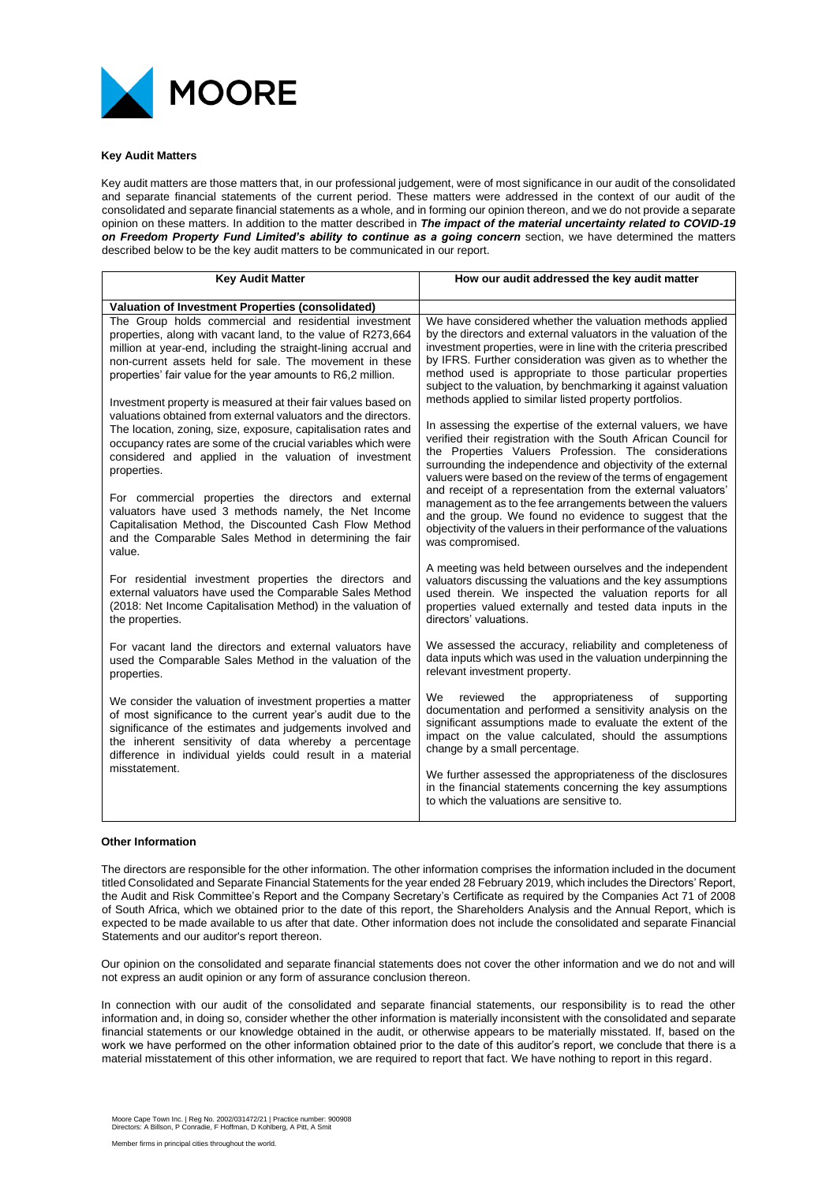## Key Audit Matters

Key audit matters are those matters that, in our professional judgement, were of most significance in our audit of the consolidated and separate financial statements of the current period. These matters were addressed in the context of our audit of the consolidated and separate financial statements as a whole, and in forming our opinion thereon, and we do not provide a separate opinion on these matters. In addition to the matter described in ***The impact of the material uncertainty related to COVID-19 on Freedom Property Fund Limited's ability to continue as a going concern*** section, we have determined the matters described below to be the key audit matters to be communicated in our report.

| Key Audit Matter | How our audit addressed the key audit matter |
|---|---|
| **Valuation of Investment Properties (consolidated)** | |
| The Group holds commercial and residential investment properties, along with vacant land, to the value of R273,664 million at year-end, including the straight-lining accrual and non-current assets held for sale. The movement in these properties' fair value for the year amounts to R6,2 million.<br><br>Investment property is measured at their fair values based on valuations obtained from external valuators and the directors. The location, zoning, size, exposure, capitalisation rates and occupancy rates are some of the crucial variables which were considered and applied in the valuation of investment properties.<br><br>For commercial properties the directors and external valuators have used 3 methods namely, the Net Income Capitalisation Method, the Discounted Cash Flow Method and the Comparable Sales Method in determining the fair value.<br><br>For residential investment properties the directors and external valuators have used the Comparable Sales Method (2018: Net Income Capitalisation Method) in the valuation of the properties.<br><br>For vacant land the directors and external valuators have used the Comparable Sales Method in the valuation of the properties.<br><br>We consider the valuation of investment properties a matter of most significance to the current year's audit due to the significance of the estimates and judgements involved and the inherent sensitivity of data whereby a percentage difference in individual yields could result in a material misstatement. | We have considered whether the valuation methods applied by the directors and external valuators in the valuation of the investment properties, were in line with the criteria prescribed by IFRS. Further consideration was given as to whether the method used is appropriate to those particular properties subject to the valuation, by benchmarking it against valuation methods applied to similar listed property portfolios.<br><br>In assessing the expertise of the external valuers, we have verified their registration with the South African Council for the Properties Valuers Profession. The considerations surrounding the independence and objectivity of the external valuers were based on the review of the terms of engagement and receipt of a representation from the external valuators' management as to the fee arrangements between the valuers and the group. We found no evidence to suggest that the objectivity of the valuers in their performance of the valuations was compromised.<br><br>A meeting was held between ourselves and the independent valuators discussing the valuations and the key assumptions used therein. We inspected the valuation reports for all properties valued externally and tested data inputs in the directors' valuations.<br><br>We assessed the accuracy, reliability and completeness of data inputs which was used in the valuation underpinning the relevant investment property.<br><br>We reviewed the appropriateness of supporting documentation and performed a sensitivity analysis on the significant assumptions made to evaluate the extent of the impact on the value calculated, should the assumptions change by a small percentage.<br><br>We further assessed the appropriateness of the disclosures in the financial statements concerning the key assumptions to which the valuations are sensitive to. |

## Other Information

The directors are responsible for the other information. The other information comprises the information included in the document titled Consolidated and Separate Financial Statements for the year ended 28 February 2019, which includes the Directors' Report, the Audit and Risk Committee's Report and the Company Secretary's Certificate as required by the Companies Act 71 of 2008 of South Africa, which we obtained prior to the date of this report, the Shareholders Analysis and the Annual Report, which is expected to be made available to us after that date. Other information does not include the consolidated and separate Financial Statements and our auditor's report thereon.

Our opinion on the consolidated and separate financial statements does not cover the other information and we do not and will not express an audit opinion or any form of assurance conclusion thereon.

In connection with our audit of the consolidated and separate financial statements, our responsibility is to read the other information and, in doing so, consider whether the other information is materially inconsistent with the consolidated and separate financial statements or our knowledge obtained in the audit, or otherwise appears to be materially misstated. If, based on the work we have performed on the other information obtained prior to the date of this auditor's report, we conclude that there is a material misstatement of this other information, we are required to report that fact. We have nothing to report in this regard.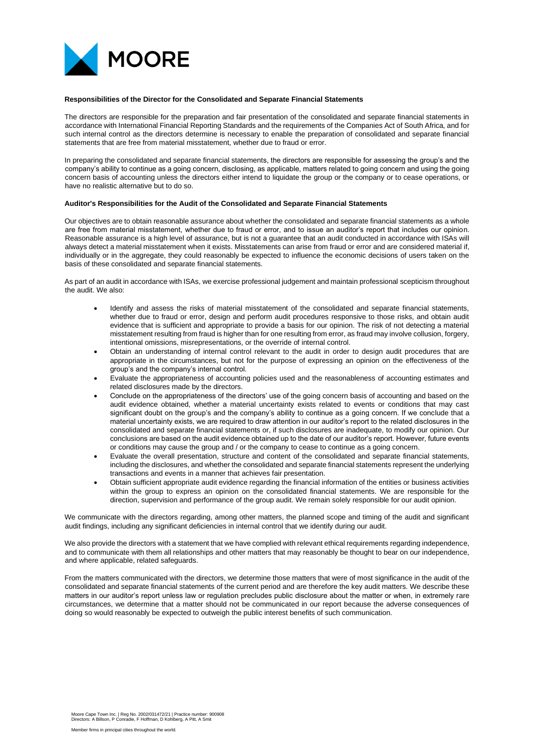MOORE

**Responsibilities of the Director for the Consolidated and Separate Financial Statements**

The directors are responsible for the preparation and fair presentation of the consolidated and separate financial statements in accordance with International Financial Reporting Standards and the requirements of the Companies Act of South Africa, and for such internal control as the directors determine is necessary to enable the preparation of consolidated and separate financial statements that are free from material misstatement, whether due to fraud or error.

In preparing the consolidated and separate financial statements, the directors are responsible for assessing the group's and the company's ability to continue as a going concern, disclosing, as applicable, matters related to going concern and using the going concern basis of accounting unless the directors either intend to liquidate the group or the company or to cease operations, or have no realistic alternative but to do so.

**Auditor's Responsibilities for the Audit of the Consolidated and Separate Financial Statements**

Our objectives are to obtain reasonable assurance about whether the consolidated and separate financial statements as a whole are free from material misstatement, whether due to fraud or error, and to issue an auditor's report that includes our opinion. Reasonable assurance is a high level of assurance, but is not a guarantee that an audit conducted in accordance with ISAs will always detect a material misstatement when it exists. Misstatements can arise from fraud or error and are considered material if, individually or in the aggregate, they could reasonably be expected to influence the economic decisions of users taken on the basis of these consolidated and separate financial statements.

As part of an audit in accordance with ISAs, we exercise professional judgement and maintain professional scepticism throughout the audit. We also:

- Identify and assess the risks of material misstatement of the consolidated and separate financial statements, whether due to fraud or error, design and perform audit procedures responsive to those risks, and obtain audit evidence that is sufficient and appropriate to provide a basis for our opinion. The risk of not detecting a material misstatement resulting from fraud is higher than for one resulting from error, as fraud may involve collusion, forgery, intentional omissions, misrepresentations, or the override of internal control.
- Obtain an understanding of internal control relevant to the audit in order to design audit procedures that are appropriate in the circumstances, but not for the purpose of expressing an opinion on the effectiveness of the group's and the company's internal control.
- Evaluate the appropriateness of accounting policies used and the reasonableness of accounting estimates and related disclosures made by the directors.
- Conclude on the appropriateness of the directors' use of the going concern basis of accounting and based on the audit evidence obtained, whether a material uncertainty exists related to events or conditions that may cast significant doubt on the group's and the company's ability to continue as a going concern. If we conclude that a material uncertainty exists, we are required to draw attention in our auditor's report to the related disclosures in the consolidated and separate financial statements or, if such disclosures are inadequate, to modify our opinion. Our conclusions are based on the audit evidence obtained up to the date of our auditor's report. However, future events or conditions may cause the group and / or the company to cease to continue as a going concern.
- Evaluate the overall presentation, structure and content of the consolidated and separate financial statements, including the disclosures, and whether the consolidated and separate financial statements represent the underlying transactions and events in a manner that achieves fair presentation.
- Obtain sufficient appropriate audit evidence regarding the financial information of the entities or business activities within the group to express an opinion on the consolidated financial statements. We are responsible for the direction, supervision and performance of the group audit. We remain solely responsible for our audit opinion.

We communicate with the directors regarding, among other matters, the planned scope and timing of the audit and significant audit findings, including any significant deficiencies in internal control that we identify during our audit.

We also provide the directors with a statement that we have complied with relevant ethical requirements regarding independence, and to communicate with them all relationships and other matters that may reasonably be thought to bear on our independence, and where applicable, related safeguards.

From the matters communicated with the directors, we determine those matters that were of most significance in the audit of the consolidated and separate financial statements of the current period and are therefore the key audit matters. We describe these matters in our auditor's report unless law or regulation precludes public disclosure about the matter or when, in extremely rare circumstances, we determine that a matter should not be communicated in our report because the adverse consequences of doing so would reasonably be expected to outweigh the public interest benefits of such communication.

Moore Cape Town Inc. | Reg No. 2002/031472/21 | Practice number: 900908
Directors: A Billson, P Conradie, F Hoffman, D Kohlberg, A Pitt, A Smit

Member firms in principal cities throughout the world.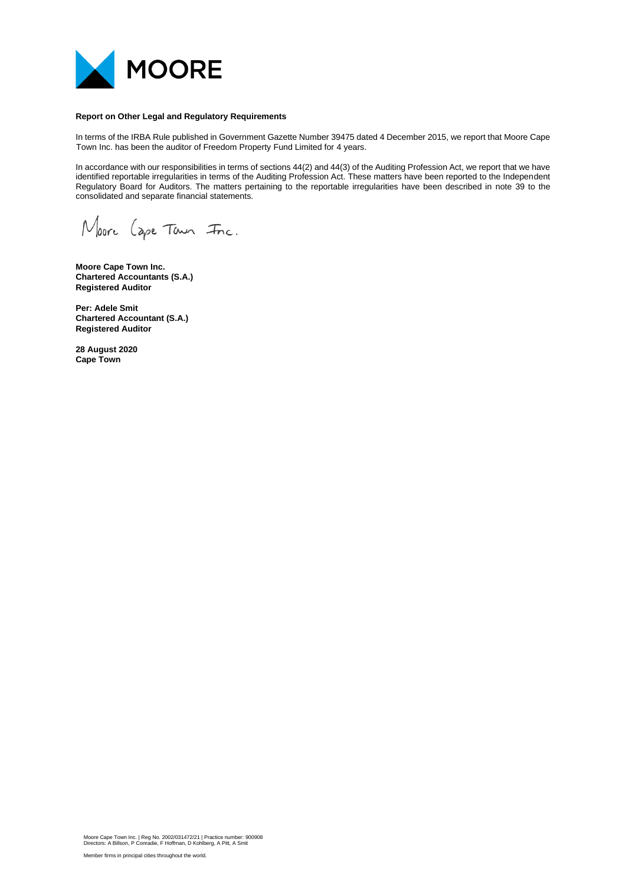**Report on Other Legal and Regulatory Requirements**

In terms of the IRBA Rule published in Government Gazette Number 39475 dated 4 December 2015, we report that Moore Cape Town Inc. has been the auditor of Freedom Property Fund Limited for 4 years.

In accordance with our responsibilities in terms of sections 44(2) and 44(3) of the Auditing Profession Act, we report that we have identified reportable irregularities in terms of the Auditing Profession Act. These matters have been reported to the Independent Regulatory Board for Auditors. The matters pertaining to the reportable irregularities have been described in note 39 to the consolidated and separate financial statements.

Moore Cape Town Inc.

**Moore Cape Town Inc.**
**Chartered Accountants (S.A.)**
**Registered Auditor**

**Per: Adele Smit**
**Chartered Accountant (S.A.)**
**Registered Auditor**

**28 August 2020**
**Cape Town**

Moore Cape Town Inc. | Reg No. 2002/031472/21 | Practice number: 900908
Directors: A Billson, P Conradie, F Hoffman, D Kohlberg, A Pitt, A Smit

Member firms in principal cities throughout the world.